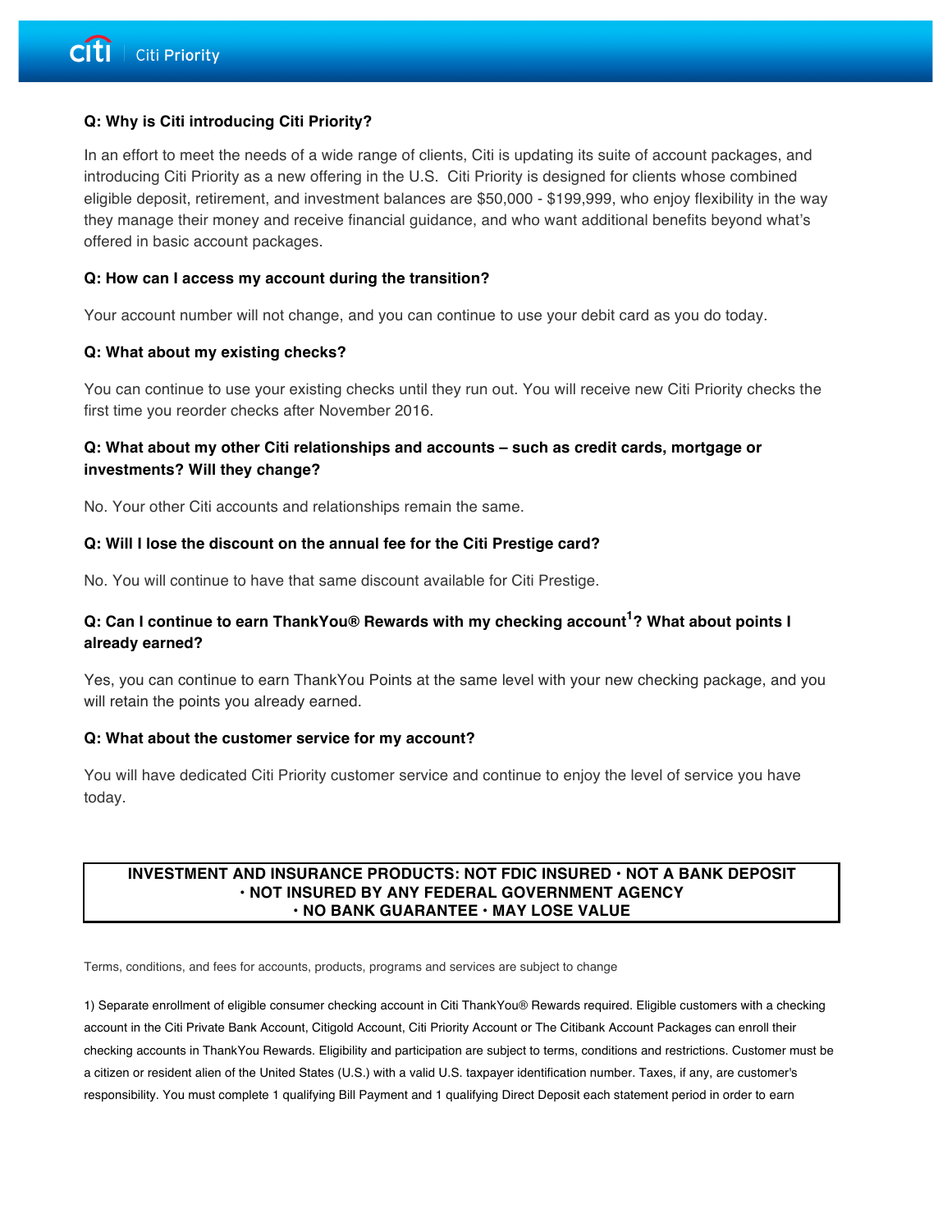Citi Priority

**Q: Why is Citi introducing Citi Priority?**

In an effort to meet the needs of a wide range of clients, Citi is updating its suite of account packages, and introducing Citi Priority as a new offering in the U.S. Citi Priority is designed for clients whose combined eligible deposit, retirement, and investment balances are $50,000 - $199,999, who enjoy flexibility in the way they manage their money and receive financial guidance, and who want additional benefits beyond what's offered in basic account packages.

**Q: How can I access my account during the transition?**

Your account number will not change, and you can continue to use your debit card as you do today.

**Q: What about my existing checks?**

You can continue to use your existing checks until they run out. You will receive new Citi Priority checks the first time you reorder checks after November 2016.

**Q: What about my other Citi relationships and accounts – such as credit cards, mortgage or investments? Will they change?**

No. Your other Citi accounts and relationships remain the same.

**Q: Will I lose the discount on the annual fee for the Citi Prestige card?**

No. You will continue to have that same discount available for Citi Prestige.

**Q: Can I continue to earn ThankYou® Rewards with my checking account[1]? What about points I already earned?**

Yes, you can continue to earn ThankYou Points at the same level with your new checking package, and you will retain the points you already earned.

**Q: What about the customer service for my account?**

You will have dedicated Citi Priority customer service and continue to enjoy the level of service you have today.

**INVESTMENT AND INSURANCE PRODUCTS: NOT FDIC INSURED • NOT A BANK DEPOSIT • NOT INSURED BY ANY FEDERAL GOVERNMENT AGENCY • NO BANK GUARANTEE • MAY LOSE VALUE**

Terms, conditions, and fees for accounts, products, programs and services are subject to change

1) Separate enrollment of eligible consumer checking account in Citi ThankYou® Rewards required. Eligible customers with a checking account in the Citi Private Bank Account, Citigold Account, Citi Priority Account or The Citibank Account Packages can enroll their checking accounts in ThankYou Rewards. Eligibility and participation are subject to terms, conditions and restrictions. Customer must be a citizen or resident alien of the United States (U.S.) with a valid U.S. taxpayer identification number. Taxes, if any, are customer's responsibility. You must complete 1 qualifying Bill Payment and 1 qualifying Direct Deposit each statement period in order to earn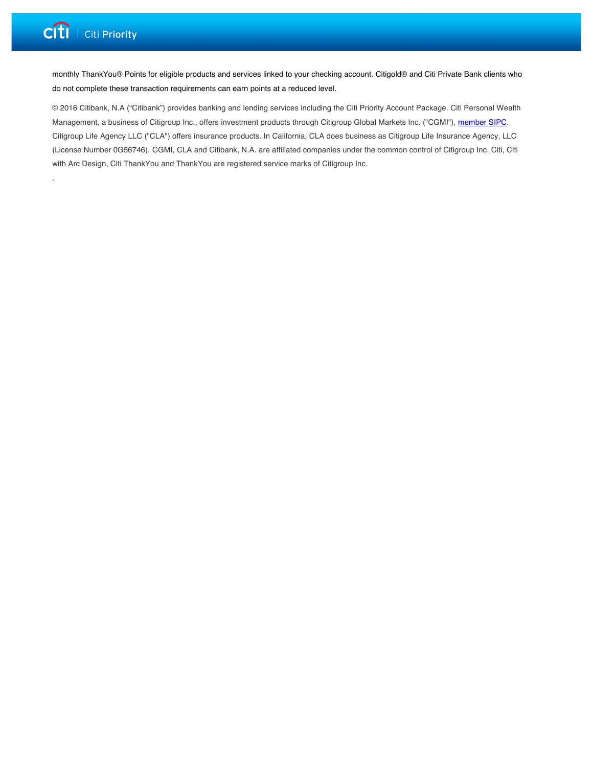monthly ThankYou® Points for eligible products and services linked to your checking account. Citigold® and Citi Private Bank clients who do not complete these transaction requirements can earn points at a reduced level.

© 2016 Citibank, N.A ("Citibank") provides banking and lending services including the Citi Priority Account Package. Citi Personal Wealth Management, a business of Citigroup Inc., offers investment products through Citigroup Global Markets Inc. ("CGMI"), member SIPC. Citigroup Life Agency LLC ("CLA") offers insurance products. In California, CLA does business as Citigroup Life Insurance Agency, LLC (License Number 0G56746). CGMI, CLA and Citibank, N.A. are affiliated companies under the common control of Citigroup Inc. Citi, Citi with Arc Design, Citi ThankYou and ThankYou are registered service marks of Citigroup Inc.

.